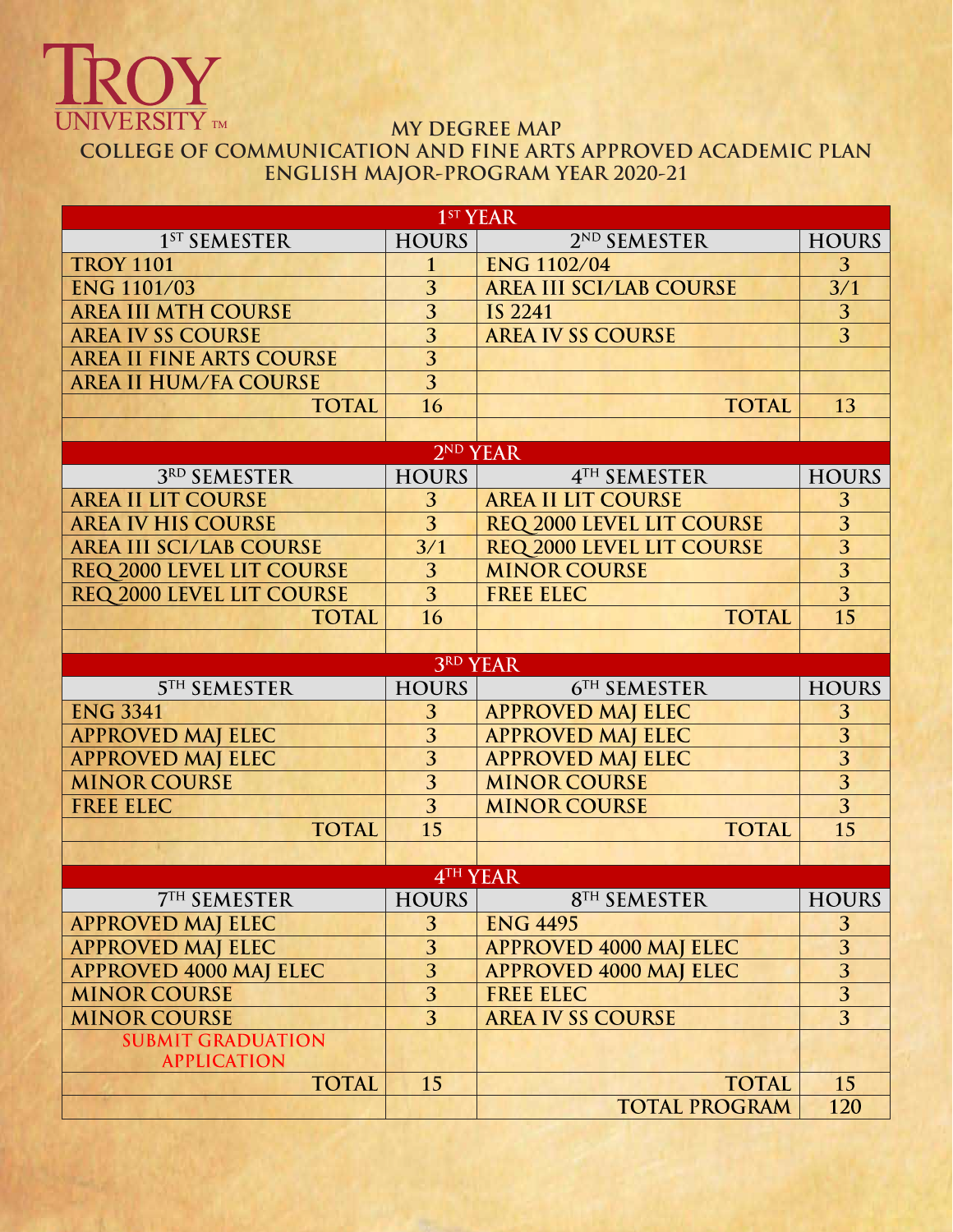TROY UNIVERSITY™

# MY DEGREE MAP
## COLLEGE OF COMMUNICATION AND FINE ARTS APPROVED ACADEMIC PLAN
## ENGLISH MAJOR-PROGRAM YEAR 2020-21

| 1ST YEAR | | | |
|---|---|---|---|
| **1ST SEMESTER** | **HOURS** | **2ND SEMESTER** | **HOURS** |
| TROY 1101 | 1 | ENG 1102/04 | 3 |
| ENG 1101/03 | 3 | AREA III SCI/LAB COURSE | 3/1 |
| AREA III MTH COURSE | 3 | IS 2241 | 3 |
| AREA IV SS COURSE | 3 | AREA IV SS COURSE | 3 |
| AREA II FINE ARTS COURSE | 3 | | |
| AREA II HUM/FA COURSE | 3 | | |
| TOTAL | 16 | TOTAL | 13 |

| 2ND YEAR | | | |
|---|---|---|---|
| **3RD SEMESTER** | **HOURS** | **4TH SEMESTER** | **HOURS** |
| AREA II LIT COURSE | 3 | AREA II LIT COURSE | 3 |
| AREA IV HIS COURSE | 3 | REQ 2000 LEVEL LIT COURSE | 3 |
| AREA III SCI/LAB COURSE | 3/1 | REQ 2000 LEVEL LIT COURSE | 3 |
| REQ 2000 LEVEL LIT COURSE | 3 | MINOR COURSE | 3 |
| REQ 2000 LEVEL LIT COURSE | 3 | FREE ELEC | 3 |
| TOTAL | 16 | TOTAL | 15 |

| 3RD YEAR | | | |
|---|---|---|---|
| **5TH SEMESTER** | **HOURS** | **6TH SEMESTER** | **HOURS** |
| ENG 3341 | 3 | APPROVED MAJ ELEC | 3 |
| APPROVED MAJ ELEC | 3 | APPROVED MAJ ELEC | 3 |
| APPROVED MAJ ELEC | 3 | APPROVED MAJ ELEC | 3 |
| MINOR COURSE | 3 | MINOR COURSE | 3 |
| FREE ELEC | 3 | MINOR COURSE | 3 |
| TOTAL | 15 | TOTAL | 15 |

| 4TH YEAR | | | |
|---|---|---|---|
| **7TH SEMESTER** | **HOURS** | **8TH SEMESTER** | **HOURS** |
| APPROVED MAJ ELEC | 3 | ENG 4495 | 3 |
| APPROVED MAJ ELEC | 3 | APPROVED 4000 MAJ ELEC | 3 |
| APPROVED 4000 MAJ ELEC | 3 | APPROVED 4000 MAJ ELEC | 3 |
| MINOR COURSE | 3 | FREE ELEC | 3 |
| MINOR COURSE | 3 | AREA IV SS COURSE | 3 |
| SUBMIT GRADUATION APPLICATION | | | |
| TOTAL | 15 | TOTAL | 15 |
| | | TOTAL PROGRAM | 120 |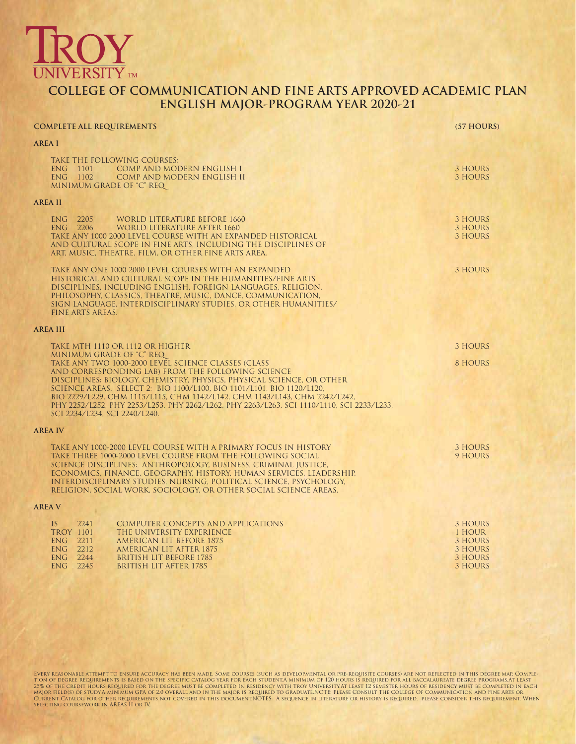# TROY UNIVERSITY™

## COLLEGE OF COMMUNICATION AND FINE ARTS APPROVED ACADEMIC PLAN
## ENGLISH MAJOR-PROGRAM YEAR 2020-21

**COMPLETE ALL REQUIREMENTS** **(57 HOURS)**

### AREA I

TAKE THE FOLLOWING COURSES:

| | | | |
|---|---|---|---|
| ENG | 1101 | COMP AND MODERN ENGLISH I | 3 HOURS |
| ENG | 1102 | COMP AND MODERN ENGLISH II | 3 HOURS |

MINIMUM GRADE OF "C" REQ_

### AREA II

| | | | |
|---|---|---|---|
| ENG | 2205 | WORLD LITERATURE BEFORE 1660 | 3 HOURS |
| ENG | 2206 | WORLD LITERATURE AFTER 1660 | 3 HOURS |

TAKE ANY 1000 2000 LEVEL COURSE WITH AN EXPANDED HISTORICAL AND CULTURAL SCOPE IN FINE ARTS, INCLUDING THE DISCIPLINES OF ART, MUSIC, THEATRE, FILM, OR OTHER FINE ARTS AREA. — 3 HOURS

TAKE ANY ONE 1000 2000 LEVEL COURSES WITH AN EXPANDED HISTORICAL AND CULTURAL SCOPE IN THE HUMANITIES/FINE ARTS DISCIPLINES, INCLUDING ENGLISH, FOREIGN LANGUAGES, RELIGION, PHILOSOPHY, CLASSICS, THEATRE, MUSIC, DANCE, COMMUNICATION, SIGN LANGUAGE, INTERDISCIPLINARY STUDIES, OR OTHER HUMANITIES/ FINE ARTS AREAS. — 3 HOURS

### AREA III

TAKE MTH 1110 OR 1112 OR HIGHER — 3 HOURS
MINIMUM GRADE OF "C" REQ_

TAKE ANY TWO 1000-2000 LEVEL SCIENCE CLASSES (CLASS AND CORRESPONDING LAB) FROM THE FOLLOWING SCIENCE DISCIPLINES: BIOLOGY, CHEMISTRY, PHYSICS, PHYSICAL SCIENCE, OR OTHER SCIENCE AREAS. SELECT 2: BIO 1100/L100, BIO 1101/L101, BIO 1120/L120, BIO 2229/L229, CHM 1115/L115, CHM 1142/L142, CHM 1143/L143, CHM 2242/L242, PHY 2252/L252, PHY 2253/L253, PHY 2262/L262, PHY 2263/L263, SCI 1110/L110, SCI 2233/L233, SCI 2234/L234, SCI 2240/L240. — 8 HOURS

### AREA IV

TAKE ANY 1000-2000 LEVEL COURSE WITH A PRIMARY FOCUS IN HISTORY — 3 HOURS

TAKE THREE 1000-2000 LEVEL COURSE FROM THE FOLLOWING SOCIAL SCIENCE DISCIPLINES: ANTHROPOLOGY, BUSINESS, CRIMINAL JUSTICE, ECONOMICS, FINANCE, GEOGRAPHY, HISTORY, HUMAN SERVICES, LEADERSHIP, INTERDISCIPLINARY STUDIES, NURSING, POLITICAL SCIENCE, PSYCHOLOGY, RELIGION, SOCIAL WORK, SOCIOLOGY, OR OTHER SOCIAL SCIENCE AREAS. — 9 HOURS

### AREA V

| | | | |
|---|---|---|---|
| IS | 2241 | COMPUTER CONCEPTS AND APPLICATIONS | 3 HOURS |
| TROY | 1101 | THE UNIVERSITY EXPERIENCE | 1 HOUR |
| ENG | 2211 | AMERICAN LIT BEFORE 1875 | 3 HOURS |
| ENG | 2212 | AMERICAN LIT AFTER 1875 | 3 HOURS |
| ENG | 2244 | BRITISH LIT BEFORE 1785 | 3 HOURS |
| ENG | 2245 | BRITISH LIT AFTER 1785 | 3 HOURS |

Every reasonable attempt to ensure accuracy has been made. Some courses (such as developmental or pre-requisite courses) are not reflected in this degree map. Completion of degree requirements is based on the specific catalog year for each student.A minimum of 120 hours is required for all baccalaureate degree programs.At least 25% of the credit hours required for the degree must be completed In residency with Troy University.At least 12 semester hours of residency must be completed in each major field(s) of study.A minimum GPA of 2.0 overall and in the major is required to graduate.NOTE: Please Consult The College Of Communication and Fine Arts or Current Catalog for other requirements not covered in this document.NOTES: A sequence in literature or history is required. Please consider this requirement. When selecting coursework in AREAS II or IV.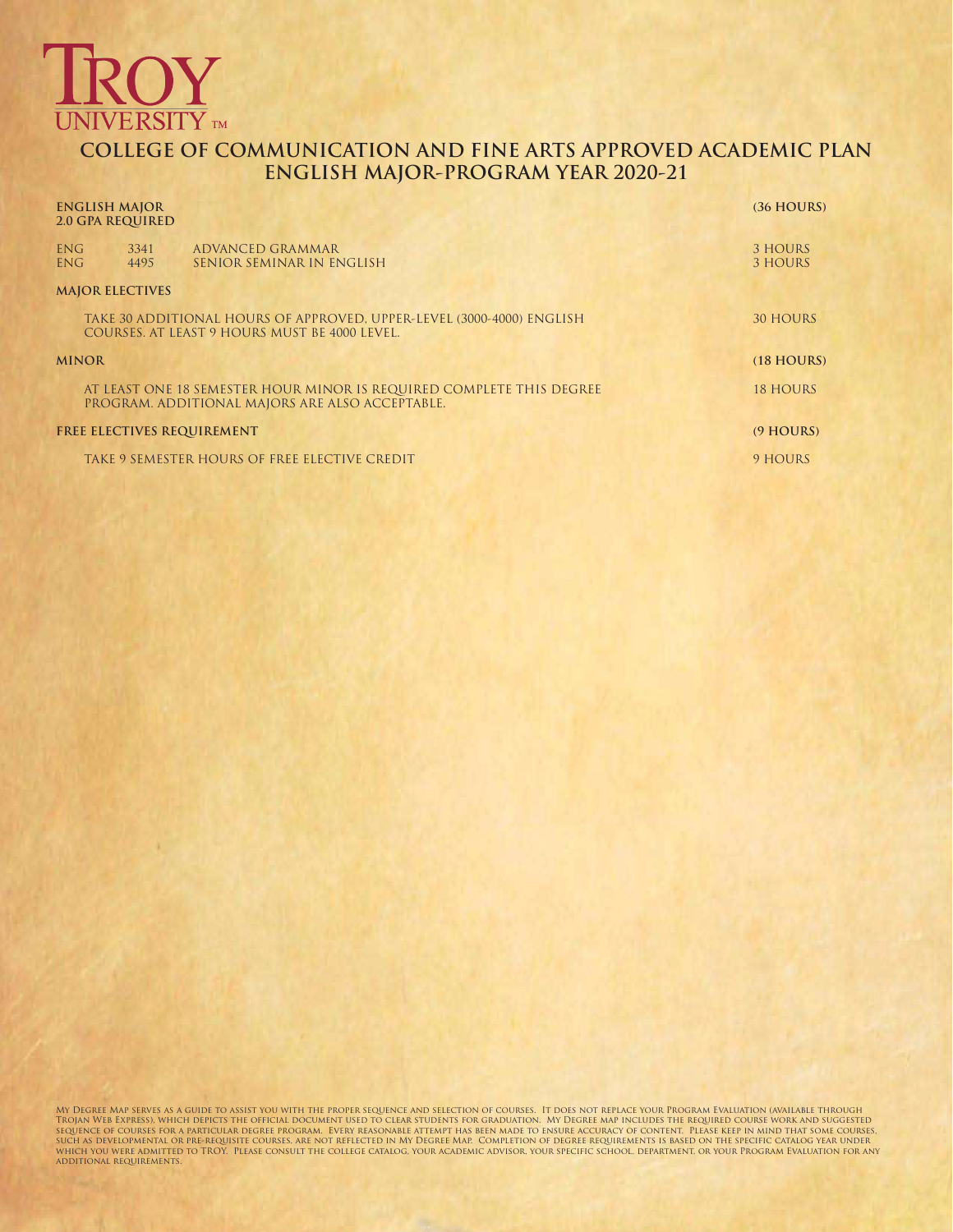TROY UNIVERSITY™

# COLLEGE OF COMMUNICATION AND FINE ARTS APPROVED ACADEMIC PLAN
## ENGLISH MAJOR-PROGRAM YEAR 2020-21

| | | | |
|---|---|---|---|
| **ENGLISH MAJOR** **2.0 GPA REQUIRED** | | | **(36 HOURS)** |
| ENG | 3341 | ADVANCED GRAMMAR | 3 HOURS |
| ENG | 4495 | SENIOR SEMINAR IN ENGLISH | 3 HOURS |
| **MAJOR ELECTIVES** | | | |
| TAKE 30 ADDITIONAL HOURS OF APPROVED, UPPER-LEVEL (3000-4000) ENGLISH COURSES. AT LEAST 9 HOURS MUST BE 4000 LEVEL. | | | 30 HOURS |
| **MINOR** | | | **(18 HOURS)** |
| AT LEAST ONE 18 SEMESTER HOUR MINOR IS REQUIRED COMPLETE THIS DEGREE PROGRAM. ADDITIONAL MAJORS ARE ALSO ACCEPTABLE. | | | 18 HOURS |
| **FREE ELECTIVES REQUIREMENT** | | | **(9 HOURS)** |
| TAKE 9 SEMESTER HOURS OF FREE ELECTIVE CREDIT | | | 9 HOURS |

My Degree Map serves as a guide to assist you with the proper sequence and selection of courses. It does not replace your Program Evaluation (available through Trojan Web Express), which depicts the official document used to clear students for graduation. My Degree map includes the required course work and suggested sequence of courses for a particular degree program. Every reasonable attempt has been made to ensure accuracy of content. Please keep in mind that some courses, such as developmental or pre-requisite courses, are not reflected in My Degree Map. Completion of degree requirements is based on the specific catalog year under which you were admitted to TROY. Please consult the college catalog, your academic advisor, your specific school, department, or your Program Evaluation for any additional requirements.